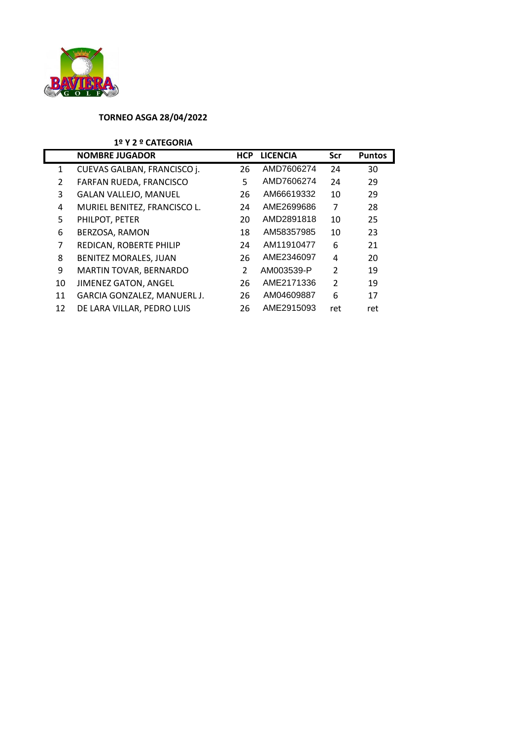**TORNEO ASGA 28/04/2022**

**1º Y 2 º CATEGORIA**

| | NOMBRE JUGADOR | HCP | LICENCIA | Scr | Puntos |
|---|---|---|---|---|---|
| 1 | CUEVAS GALBAN, FRANCISCO j. | 26 | AMD7606274 | 24 | 30 |
| 2 | FARFAN RUEDA, FRANCISCO | 5 | AMD7606274 | 24 | 29 |
| 3 | GALAN VALLEJO, MANUEL | 26 | AM66619332 | 10 | 29 |
| 4 | MURIEL BENITEZ, FRANCISCO L. | 24 | AME2699686 | 7 | 28 |
| 5 | PHILPOT, PETER | 20 | AMD2891818 | 10 | 25 |
| 6 | BERZOSA, RAMON | 18 | AM58357985 | 10 | 23 |
| 7 | REDICAN, ROBERTE PHILIP | 24 | AM11910477 | 6 | 21 |
| 8 | BENITEZ MORALES, JUAN | 26 | AME2346097 | 4 | 20 |
| 9 | MARTIN TOVAR, BERNARDO | 2 | AM003539-P | 2 | 19 |
| 10 | JIMENEZ GATON, ANGEL | 26 | AME2171336 | 2 | 19 |
| 11 | GARCIA GONZALEZ, MANUERL J. | 26 | AM04609887 | 6 | 17 |
| 12 | DE LARA VILLAR, PEDRO LUIS | 26 | AME2915093 | ret | ret |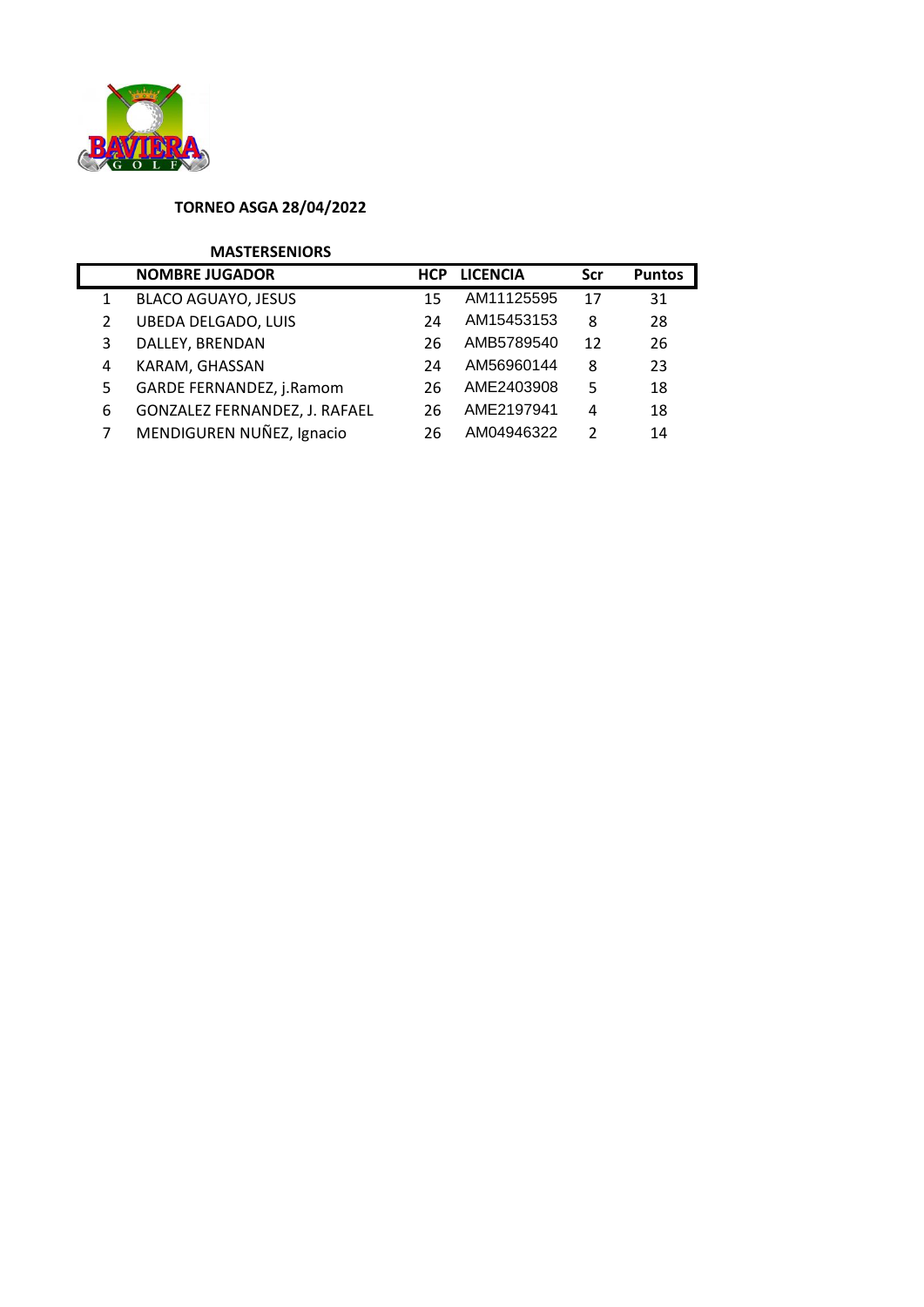**TORNEO ASGA 28/04/2022**

**MASTERSENIORS**

| | NOMBRE JUGADOR | HCP | LICENCIA | Scr | Puntos |
|---|---|---|---|---|---|
| 1 | BLACO AGUAYO, JESUS | 15 | AM11125595 | 17 | 31 |
| 2 | UBEDA DELGADO, LUIS | 24 | AM15453153 | 8 | 28 |
| 3 | DALLEY, BRENDAN | 26 | AMB5789540 | 12 | 26 |
| 4 | KARAM, GHASSAN | 24 | AM56960144 | 8 | 23 |
| 5 | GARDE FERNANDEZ, j.Ramom | 26 | AME2403908 | 5 | 18 |
| 6 | GONZALEZ FERNANDEZ, J. RAFAEL | 26 | AME2197941 | 4 | 18 |
| 7 | MENDIGUREN NUÑEZ, Ignacio | 26 | AM04946322 | 2 | 14 |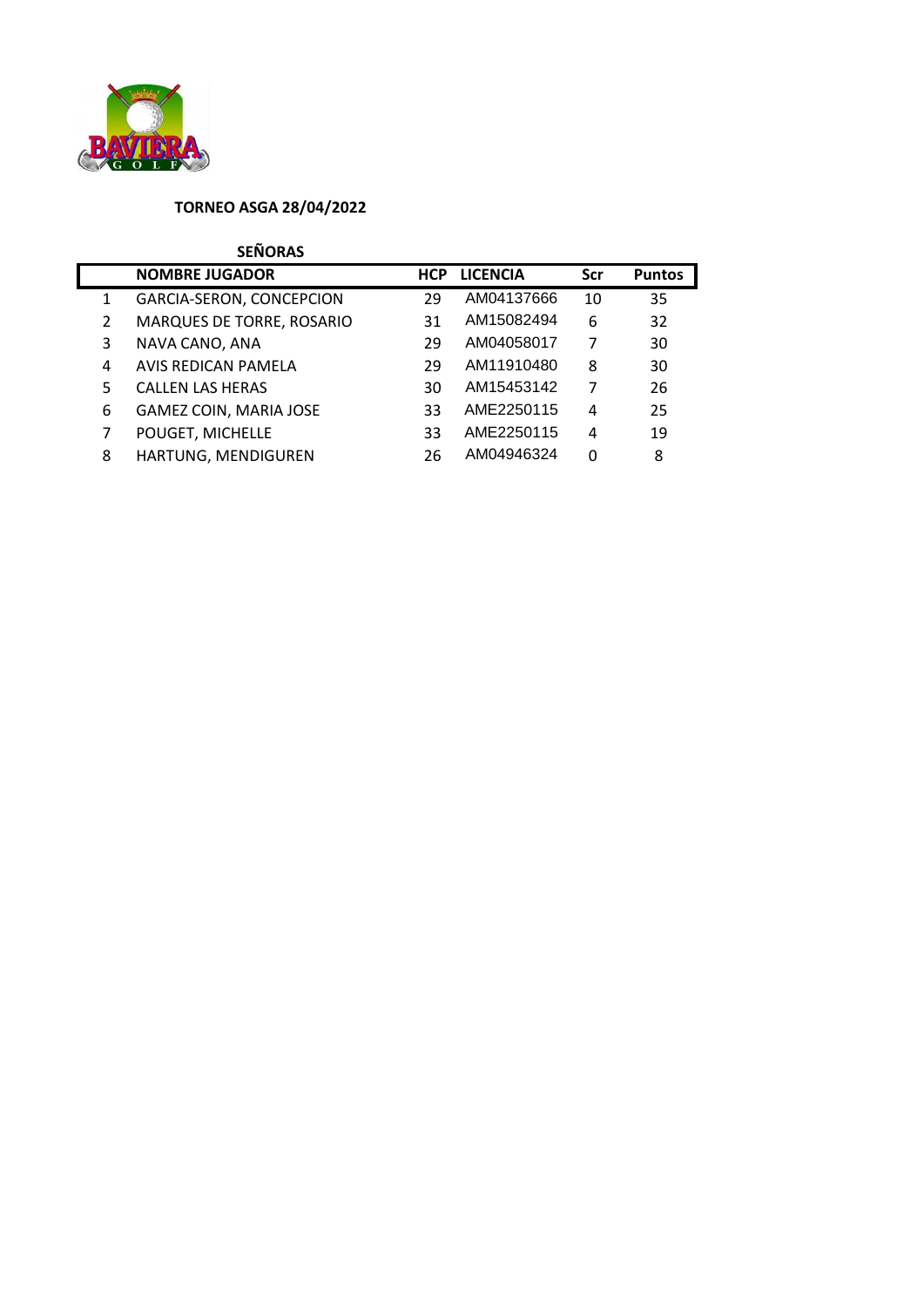**TORNEO ASGA 28/04/2022**

**SEÑORAS**

| | NOMBRE JUGADOR | HCP | LICENCIA | Scr | Puntos |
|---|---|---|---|---|---|
| 1 | GARCIA-SERON, CONCEPCION | 29 | AM04137666 | 10 | 35 |
| 2 | MARQUES DE TORRE, ROSARIO | 31 | AM15082494 | 6 | 32 |
| 3 | NAVA CANO, ANA | 29 | AM04058017 | 7 | 30 |
| 4 | AVIS REDICAN PAMELA | 29 | AM11910480 | 8 | 30 |
| 5 | CALLEN LAS HERAS | 30 | AM15453142 | 7 | 26 |
| 6 | GAMEZ COIN, MARIA JOSE | 33 | AME2250115 | 4 | 25 |
| 7 | POUGET, MICHELLE | 33 | AME2250115 | 4 | 19 |
| 8 | HARTUNG, MENDIGUREN | 26 | AM04946324 | 0 | 8 |